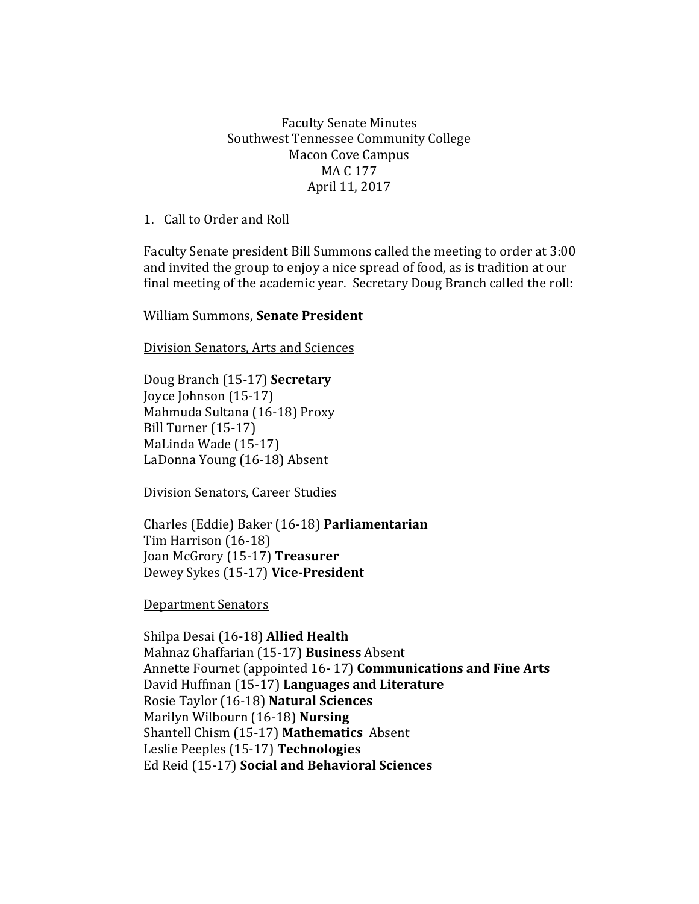Faculty Senate Minutes
Southwest Tennessee Community College
Macon Cove Campus
MA C 177
April 11, 2017

1. Call to Order and Roll

Faculty Senate president Bill Summons called the meeting to order at 3:00 and invited the group to enjoy a nice spread of food, as is tradition at our final meeting of the academic year. Secretary Doug Branch called the roll:

William Summons, **Senate President**

Division Senators, Arts and Sciences

Doug Branch (15-17) **Secretary**
Joyce Johnson (15-17)
Mahmuda Sultana (16-18) Proxy
Bill Turner (15-17)
MaLinda Wade (15-17)
LaDonna Young (16-18) Absent

Division Senators, Career Studies

Charles (Eddie) Baker (16-18) **Parliamentarian**
Tim Harrison (16-18)
Joan McGrory (15-17) **Treasurer**
Dewey Sykes (15-17) **Vice-President**

Department Senators

Shilpa Desai (16-18) **Allied Health**
Mahnaz Ghaffarian (15-17) **Business** Absent
Annette Fournet (appointed 16- 17) **Communications and Fine Arts**
David Huffman (15-17) **Languages and Literature**
Rosie Taylor (16-18) **Natural Sciences**
Marilyn Wilbourn (16-18) **Nursing**
Shantell Chism (15-17) **Mathematics** Absent
Leslie Peeples (15-17) **Technologies**
Ed Reid (15-17) **Social and Behavioral Sciences**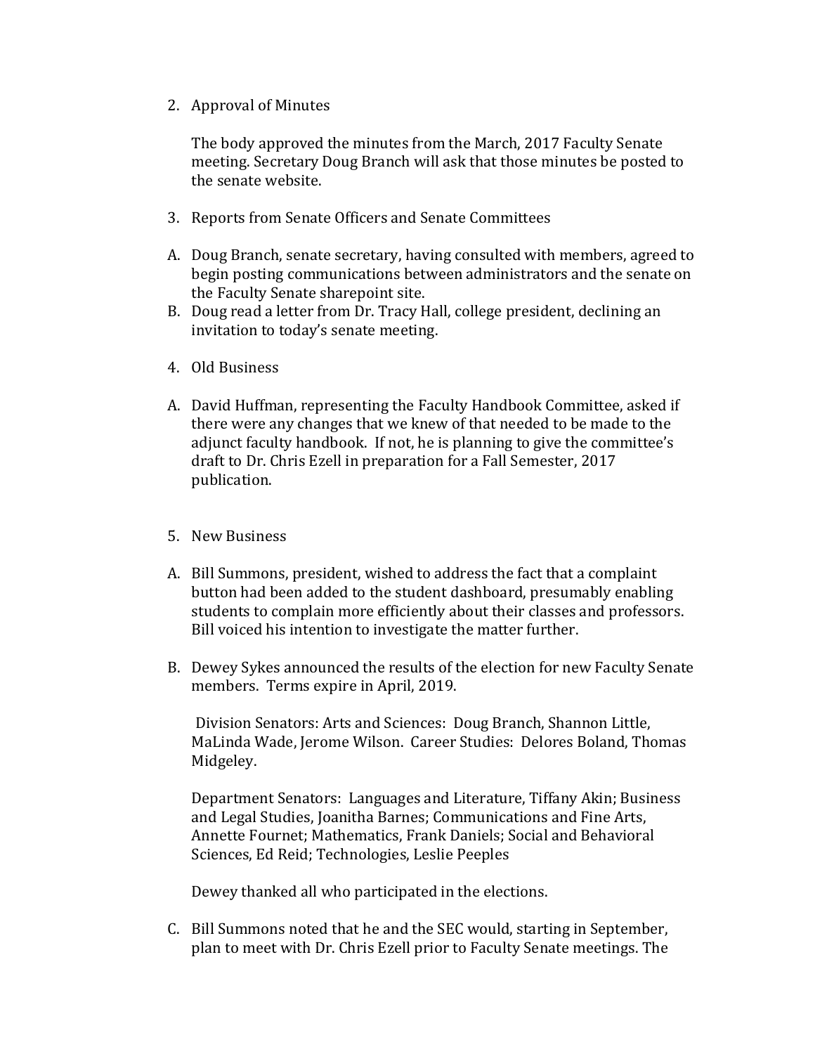2. Approval of Minutes

   The body approved the minutes from the March, 2017 Faculty Senate meeting. Secretary Doug Branch will ask that those minutes be posted to the senate website.

3. Reports from Senate Officers and Senate Committees

A. Doug Branch, senate secretary, having consulted with members, agreed to begin posting communications between administrators and the senate on the Faculty Senate sharepoint site.
B. Doug read a letter from Dr. Tracy Hall, college president, declining an invitation to today's senate meeting.

4. Old Business

A. David Huffman, representing the Faculty Handbook Committee, asked if there were any changes that we knew of that needed to be made to the adjunct faculty handbook. If not, he is planning to give the committee's draft to Dr. Chris Ezell in preparation for a Fall Semester, 2017 publication.

5. New Business

A. Bill Summons, president, wished to address the fact that a complaint button had been added to the student dashboard, presumably enabling students to complain more efficiently about their classes and professors. Bill voiced his intention to investigate the matter further.

B. Dewey Sykes announced the results of the election for new Faculty Senate members. Terms expire in April, 2019.

   Division Senators: Arts and Sciences: Doug Branch, Shannon Little, MaLinda Wade, Jerome Wilson. Career Studies: Delores Boland, Thomas Midgeley.

   Department Senators: Languages and Literature, Tiffany Akin; Business and Legal Studies, Joanitha Barnes; Communications and Fine Arts, Annette Fournet; Mathematics, Frank Daniels; Social and Behavioral Sciences, Ed Reid; Technologies, Leslie Peeples

   Dewey thanked all who participated in the elections.

C. Bill Summons noted that he and the SEC would, starting in September, plan to meet with Dr. Chris Ezell prior to Faculty Senate meetings. The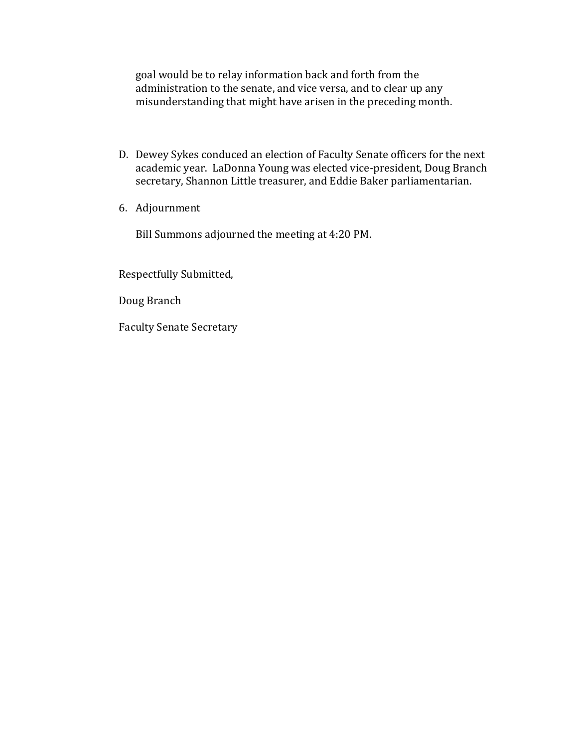goal would be to relay information back and forth from the administration to the senate, and vice versa, and to clear up any misunderstanding that might have arisen in the preceding month.

D. Dewey Sykes conduced an election of Faculty Senate officers for the next academic year. LaDonna Young was elected vice-president, Doug Branch secretary, Shannon Little treasurer, and Eddie Baker parliamentarian.

6. Adjournment

   Bill Summons adjourned the meeting at 4:20 PM.

Respectfully Submitted,

Doug Branch

Faculty Senate Secretary